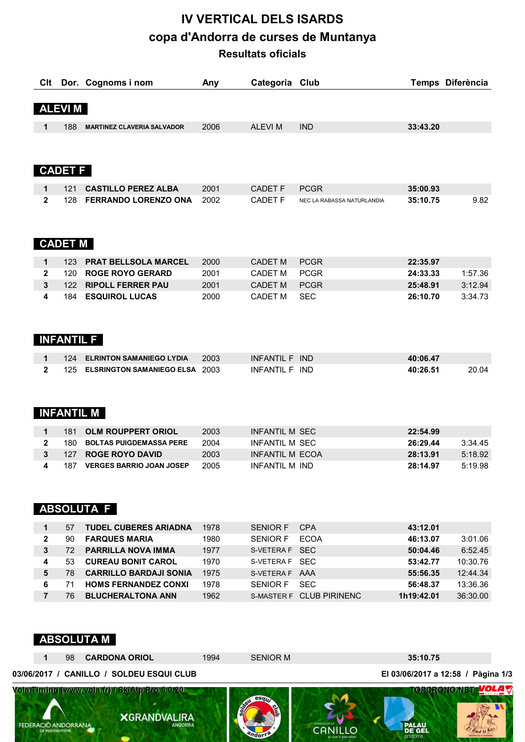# IV VERTICAL DELS ISARDS

## copa d'Andorra de curses de Muntanya

### Resultats oficials

| Clt | Dor. | Cognoms i nom | Any | Categoria | Club | Temps | Diferència |
|---|---|---|---|---|---|---|---|

### ALEVI M

| Clt | Dor. | Cognoms i nom | Any | Categoria | Club | Temps | Diferència |
|---|---|---|---|---|---|---|---|
| 1 | 188 | MARTINEZ CLAVERIA SALVADOR | 2006 | ALEVI M | IND | 33:43.20 | |

### CADET F

| Clt | Dor. | Cognoms i nom | Any | Categoria | Club | Temps | Diferència |
|---|---|---|---|---|---|---|---|
| 1 | 121 | CASTILLO PEREZ ALBA | 2001 | CADET F | PCGR | 35:00.93 | |
| 2 | 128 | FERRANDO LORENZO ONA | 2002 | CADET F | NEC LA RABASSA NATURLANDIA | 35:10.75 | 9.82 |

### CADET M

| Clt | Dor. | Cognoms i nom | Any | Categoria | Club | Temps | Diferència |
|---|---|---|---|---|---|---|---|
| 1 | 123 | PRAT BELLSOLA MARCEL | 2000 | CADET M | PCGR | 22:35.97 | |
| 2 | 120 | ROGE ROYO GERARD | 2001 | CADET M | PCGR | 24:33.33 | 1:57.36 |
| 3 | 122 | RIPOLL FERRER PAU | 2001 | CADET M | PCGR | 25:48.91 | 3:12.94 |
| 4 | 184 | ESQUIROL LUCAS | 2000 | CADET M | SEC | 26:10.70 | 3:34.73 |

### INFANTIL F

| Clt | Dor. | Cognoms i nom | Any | Categoria | Club | Temps | Diferència |
|---|---|---|---|---|---|---|---|
| 1 | 124 | ELRINTON SAMANIEGO LYDIA | 2003 | INFANTIL F | IND | 40:06.47 | |
| 2 | 125 | ELSRINGTON SAMANIEGO ELSA | 2003 | INFANTIL F | IND | 40:26.51 | 20.04 |

### INFANTIL M

| Clt | Dor. | Cognoms i nom | Any | Categoria | Club | Temps | Diferència |
|---|---|---|---|---|---|---|---|
| 1 | 181 | OLM ROUPPERT ORIOL | 2003 | INFANTIL M | SEC | 22:54.99 | |
| 2 | 180 | BOLTAS PUIGDEMASSA PERE | 2004 | INFANTIL M | SEC | 26:29.44 | 3:34.45 |
| 3 | 127 | ROGE ROYO DAVID | 2003 | INFANTIL M | ECOA | 28:13.91 | 5:18.92 |
| 4 | 187 | VERGES BARRIO JOAN JOSEP | 2005 | INFANTIL M | IND | 28:14.97 | 5:19.98 |

### ABSOLUTA F

| Clt | Dor. | Cognoms i nom | Any | Categoria | Club | Temps | Diferència |
|---|---|---|---|---|---|---|---|
| 1 | 57 | TUDEL CUBERES ARIADNA | 1978 | SENIOR F | CPA | 43:12.01 | |
| 2 | 90 | FARQUES MARIA | 1980 | SENIOR F | ECOA | 46:13.07 | 3:01.06 |
| 3 | 72 | PARRILLA NOVA IMMA | 1977 | S-VETERA F | SEC | 50:04.46 | 6:52.45 |
| 4 | 53 | CUREAU BONIT CAROL | 1970 | S-VETERA F | SEC | 53:42.77 | 10:30.76 |
| 5 | 78 | CARRILLO BARDAJI SONIA | 1975 | S-VETERA F | AAA | 55:56.35 | 12:44.34 |
| 6 | 71 | HOMS FERNANDEZ CONXI | 1978 | SENIOR F | SEC | 56:48.37 | 13:36.36 |
| 7 | 76 | BLUCHERALTONA ANN | 1962 | S-MASTER F | CLUB PIRINENC | 1h19:42.01 | 36:30.00 |

### ABSOLUTA M

| Clt | Dor. | Cognoms i nom | Any | Categoria | Club | Temps | Diferència |
|---|---|---|---|---|---|---|---|
| 1 | 98 | CARDONA ORIOL | 1994 | SENIOR M | | 35:10.75 | |

03/06/2017 / CANILLO / SOLDEU ESQUI CLUB — El 03/06/2017 a 12:58

Vola Timing (www.vola.fr) / SkiAlp Pro 5.0.20 — TOPCRONO.NET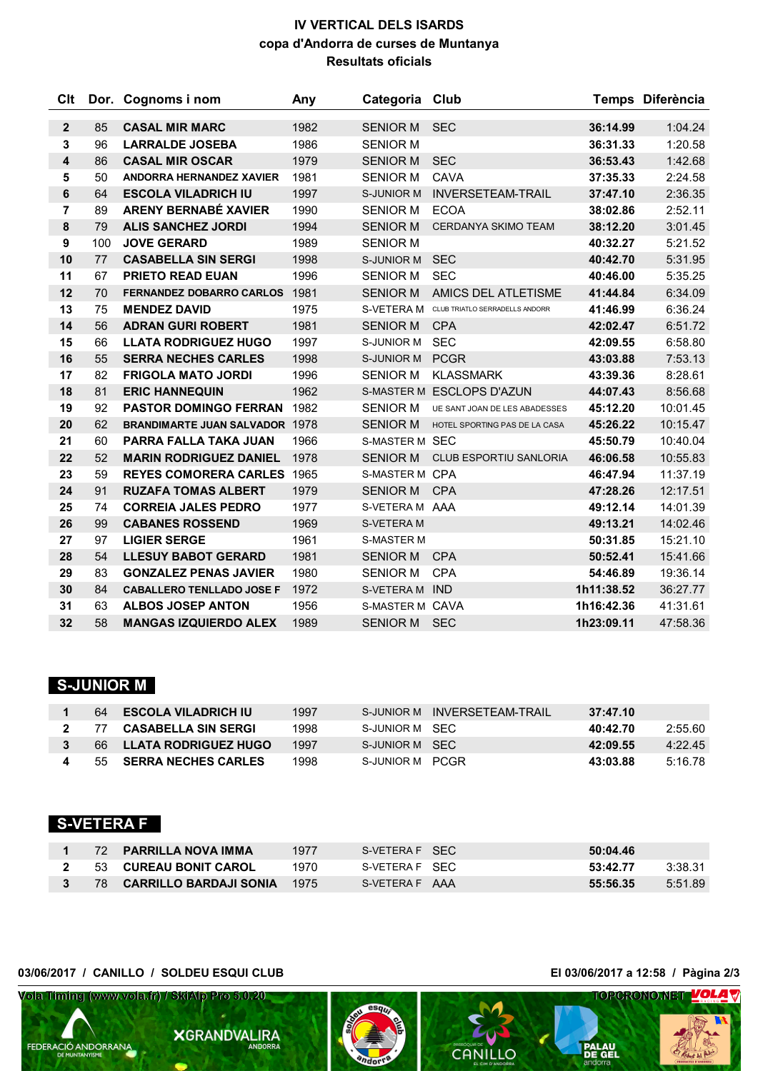# IV VERTICAL DELS ISARDS

**copa d'Andorra de curses de Muntanya**

**Resultats oficials**

| Clt | Dor. | Cognoms i nom | Any | Categoria | Club | Temps | Diferència |
|---|---|---|---|---|---|---|---|
| 2 | 85 | CASAL MIR MARC | 1982 | SENIOR M | SEC | 36:14.99 | 1:04.24 |
| 3 | 96 | LARRALDE JOSEBA | 1986 | SENIOR M | | 36:31.33 | 1:20.58 |
| 4 | 86 | CASAL MIR OSCAR | 1979 | SENIOR M | SEC | 36:53.43 | 1:42.68 |
| 5 | 50 | ANDORRA HERNANDEZ XAVIER | 1981 | SENIOR M | CAVA | 37:35.33 | 2:24.58 |
| 6 | 64 | ESCOLA VILADRICH IU | 1997 | S-JUNIOR M | INVERSETEAM-TRAIL | 37:47.10 | 2:36.35 |
| 7 | 89 | ARENY BERNABÉ XAVIER | 1990 | SENIOR M | ECOA | 38:02.86 | 2:52.11 |
| 8 | 79 | ALIS SANCHEZ JORDI | 1994 | SENIOR M | CERDANYA SKIMO TEAM | 38:12.20 | 3:01.45 |
| 9 | 100 | JOVE GERARD | 1989 | SENIOR M | | 40:32.27 | 5:21.52 |
| 10 | 77 | CASABELLA SIN SERGI | 1998 | S-JUNIOR M | SEC | 40:42.70 | 5:31.95 |
| 11 | 67 | PRIETO READ EUAN | 1996 | SENIOR M | SEC | 40:46.00 | 5:35.25 |
| 12 | 70 | FERNANDEZ DOBARRO CARLOS | 1981 | SENIOR M | AMICS DEL ATLETISME | 41:44.84 | 6:34.09 |
| 13 | 75 | MENDEZ DAVID | 1975 | S-VETERA M | CLUB TRIATLO SERRADELLS ANDORR | 41:46.99 | 6:36.24 |
| 14 | 56 | ADRAN GURI ROBERT | 1981 | SENIOR M | CPA | 42:02.47 | 6:51.72 |
| 15 | 66 | LLATA RODRIGUEZ HUGO | 1997 | S-JUNIOR M | SEC | 42:09.55 | 6:58.80 |
| 16 | 55 | SERRA NECHES CARLES | 1998 | S-JUNIOR M | PCGR | 43:03.88 | 7:53.13 |
| 17 | 82 | FRIGOLA MATO JORDI | 1996 | SENIOR M | KLASSMARK | 43:39.36 | 8:28.61 |
| 18 | 81 | ERIC HANNEQUIN | 1962 | S-MASTER M | ESCLOPS D'AZUN | 44:07.43 | 8:56.68 |
| 19 | 92 | PASTOR DOMINGO FERRAN | 1982 | SENIOR M | UE SANT JOAN DE LES ABADESSES | 45:12.20 | 10:01.45 |
| 20 | 62 | BRANDIMARTE JUAN SALVADOR | 1978 | SENIOR M | HOTEL SPORTING PAS DE LA CASA | 45:26.22 | 10:15.47 |
| 21 | 60 | PARRA FALLA TAKA JUAN | 1966 | S-MASTER M | SEC | 45:50.79 | 10:40.04 |
| 22 | 52 | MARIN RODRIGUEZ DANIEL | 1978 | SENIOR M | CLUB ESPORTIU SANLORIA | 46:06.58 | 10:55.83 |
| 23 | 59 | REYES COMORERA CARLES | 1965 | S-MASTER M | CPA | 46:47.94 | 11:37.19 |
| 24 | 91 | RUZAFA TOMAS ALBERT | 1979 | SENIOR M | CPA | 47:28.26 | 12:17.51 |
| 25 | 74 | CORREIA JALES PEDRO | 1977 | S-VETERA M | AAA | 49:12.14 | 14:01.39 |
| 26 | 99 | CABANES ROSSEND | 1969 | S-VETERA M | | 49:13.21 | 14:02.46 |
| 27 | 97 | LIGIER SERGE | 1961 | S-MASTER M | | 50:31.85 | 15:21.10 |
| 28 | 54 | LLESUY BABOT GERARD | 1981 | SENIOR M | CPA | 50:52.41 | 15:41.66 |
| 29 | 83 | GONZALEZ PENAS JAVIER | 1980 | SENIOR M | CPA | 54:46.89 | 19:36.14 |
| 30 | 84 | CABALLERO TENLLADO JOSE F | 1972 | S-VETERA M | IND | 1h11:38.52 | 36:27.77 |
| 31 | 63 | ALBOS JOSEP ANTON | 1956 | S-MASTER M | CAVA | 1h16:42.36 | 41:31.61 |
| 32 | 58 | MANGAS IZQUIERDO ALEX | 1989 | SENIOR M | SEC | 1h23:09.11 | 47:58.36 |

## S-JUNIOR M

| Clt | Dor. | Cognoms i nom | Any | Categoria | Club | Temps | Diferència |
|---|---|---|---|---|---|---|---|
| 1 | 64 | ESCOLA VILADRICH IU | 1997 | S-JUNIOR M | INVERSETEAM-TRAIL | 37:47.10 | |
| 2 | 77 | CASABELLA SIN SERGI | 1998 | S-JUNIOR M | SEC | 40:42.70 | 2:55.60 |
| 3 | 66 | LLATA RODRIGUEZ HUGO | 1997 | S-JUNIOR M | SEC | 42:09.55 | 4:22.45 |
| 4 | 55 | SERRA NECHES CARLES | 1998 | S-JUNIOR M | PCGR | 43:03.88 | 5:16.78 |

## S-VETERA F

| Clt | Dor. | Cognoms i nom | Any | Categoria | Club | Temps | Diferència |
|---|---|---|---|---|---|---|---|
| 1 | 72 | PARRILLA NOVA IMMA | 1977 | S-VETERA F | SEC | 50:04.46 | |
| 2 | 53 | CUREAU BONIT CAROL | 1970 | S-VETERA F | SEC | 53:42.77 | 3:38.31 |
| 3 | 78 | CARRILLO BARDAJI SONIA | 1975 | S-VETERA F | AAA | 55:56.35 | 5:51.89 |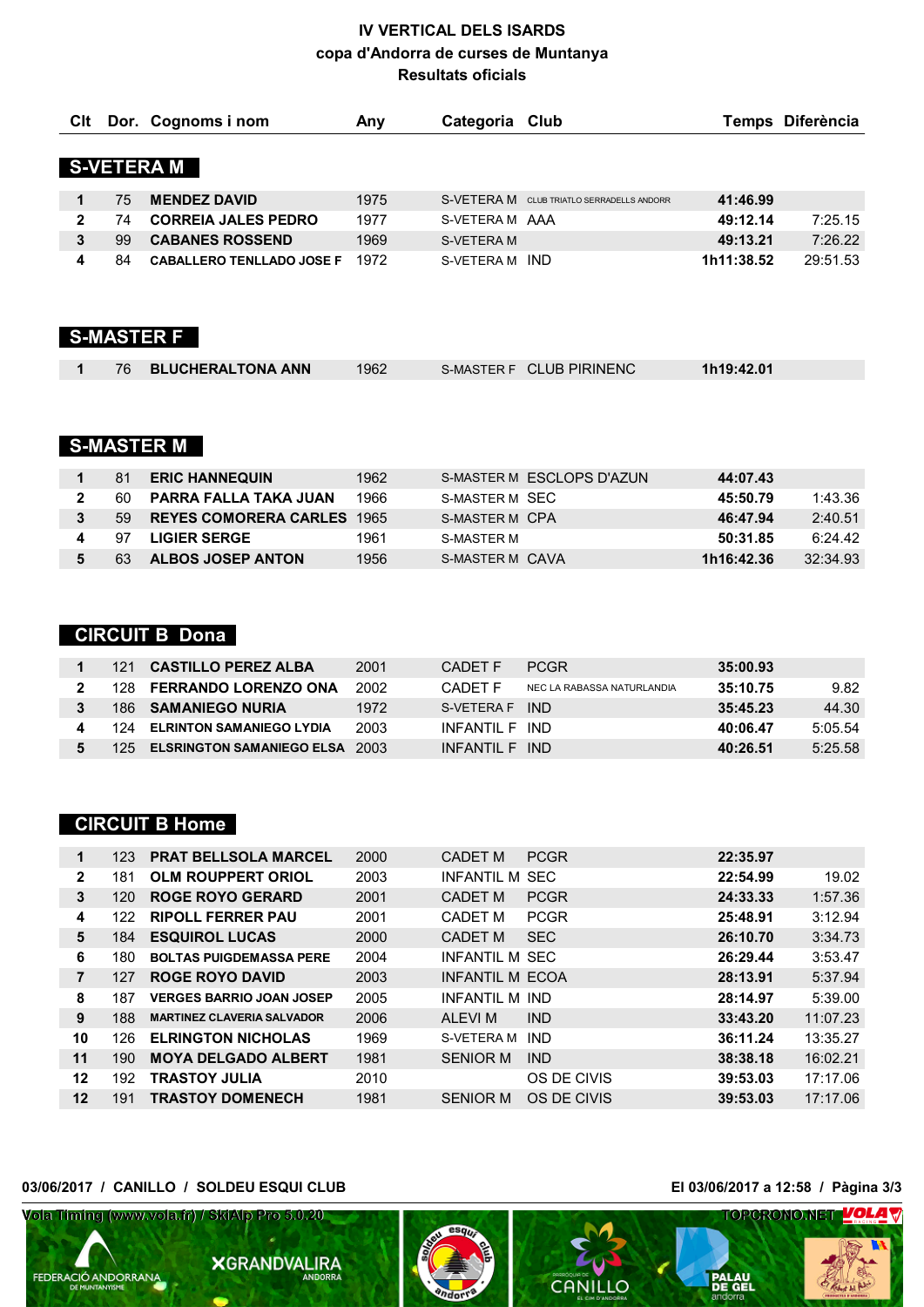# IV VERTICAL DELS ISARDS
## copa d'Andorra de curses de Muntanya
## Resultats oficials

### S-VETERA M

| Clt | Dor. | Cognoms i nom | Any | Categoria | Club | Temps | Diferència |
|---|---|---|---|---|---|---|---|
| 1 | 75 | **MENDEZ DAVID** | 1975 | S-VETERA M | CLUB TRIATLO SERRADELLS ANDORR | **41:46.99** | |
| 2 | 74 | **CORREIA JALES PEDRO** | 1977 | S-VETERA M | AAA | **49:12.14** | 7:25.15 |
| 3 | 99 | **CABANES ROSSEND** | 1969 | S-VETERA M | | **49:13.21** | 7:26.22 |
| 4 | 84 | **CABALLERO TENLLADO JOSE F** | 1972 | S-VETERA M | IND | **1h11:38.52** | 29:51.53 |

### S-MASTER F

| Clt | Dor. | Cognoms i nom | Any | Categoria | Club | Temps | Diferència |
|---|---|---|---|---|---|---|---|
| 1 | 76 | **BLUCHERALTONA ANN** | 1962 | S-MASTER F | CLUB PIRINENC | **1h19:42.01** | |

### S-MASTER M

| Clt | Dor. | Cognoms i nom | Any | Categoria | Club | Temps | Diferència |
|---|---|---|---|---|---|---|---|
| 1 | 81 | **ERIC HANNEQUIN** | 1962 | S-MASTER M | ESCLOPS D'AZUN | **44:07.43** | |
| 2 | 60 | **PARRA FALLA TAKA JUAN** | 1966 | S-MASTER M | SEC | **45:50.79** | 1:43.36 |
| 3 | 59 | **REYES COMORERA CARLES** | 1965 | S-MASTER M | CPA | **46:47.94** | 2:40.51 |
| 4 | 97 | **LIGIER SERGE** | 1961 | S-MASTER M | | **50:31.85** | 6:24.42 |
| 5 | 63 | **ALBOS JOSEP ANTON** | 1956 | S-MASTER M | CAVA | **1h16:42.36** | 32:34.93 |

### CIRCUIT B Dona

| Clt | Dor. | Cognoms i nom | Any | Categoria | Club | Temps | Diferència |
|---|---|---|---|---|---|---|---|
| 1 | 121 | **CASTILLO PEREZ ALBA** | 2001 | CADET F | PCGR | **35:00.93** | |
| 2 | 128 | **FERRANDO LORENZO ONA** | 2002 | CADET F | NEC LA RABASSA NATURLANDIA | **35:10.75** | 9.82 |
| 3 | 186 | **SAMANIEGO NURIA** | 1972 | S-VETERA F | IND | **35:45.23** | 44.30 |
| 4 | 124 | **ELRINTON SAMANIEGO LYDIA** | 2003 | INFANTIL F | IND | **40:06.47** | 5:05.54 |
| 5 | 125 | **ELSRINGTON SAMANIEGO ELSA** | 2003 | INFANTIL F | IND | **40:26.51** | 5:25.58 |

### CIRCUIT B Home

| Clt | Dor. | Cognoms i nom | Any | Categoria | Club | Temps | Diferència |
|---|---|---|---|---|---|---|---|
| 1 | 123 | **PRAT BELLSOLA MARCEL** | 2000 | CADET M | PCGR | **22:35.97** | |
| 2 | 181 | **OLM ROUPPERT ORIOL** | 2003 | INFANTIL M | SEC | **22:54.99** | 19.02 |
| 3 | 120 | **ROGE ROYO GERARD** | 2001 | CADET M | PCGR | **24:33.33** | 1:57.36 |
| 4 | 122 | **RIPOLL FERRER PAU** | 2001 | CADET M | PCGR | **25:48.91** | 3:12.94 |
| 5 | 184 | **ESQUIROL LUCAS** | 2000 | CADET M | SEC | **26:10.70** | 3:34.73 |
| 6 | 180 | **BOLTAS PUIGDEMASSA PERE** | 2004 | INFANTIL M | SEC | **26:29.44** | 3:53.47 |
| 7 | 127 | **ROGE ROYO DAVID** | 2003 | INFANTIL M | ECOA | **28:13.91** | 5:37.94 |
| 8 | 187 | **VERGES BARRIO JOAN JOSEP** | 2005 | INFANTIL M | IND | **28:14.97** | 5:39.00 |
| 9 | 188 | **MARTINEZ CLAVERIA SALVADOR** | 2006 | ALEVI M | IND | **33:43.20** | 11:07.23 |
| 10 | 126 | **ELRINGTON NICHOLAS** | 1969 | S-VETERA M | IND | **36:11.24** | 13:35.27 |
| 11 | 190 | **MOYA DELGADO ALBERT** | 1981 | SENIOR M | IND | **38:38.18** | 16:02.21 |
| 12 | 192 | **TRASTOY JULIA** | 2010 | | OS DE CIVIS | **39:53.03** | 17:17.06 |
| 12 | 191 | **TRASTOY DOMENECH** | 1981 | SENIOR M | OS DE CIVIS | **39:53.03** | 17:17.06 |

03/06/2017 / CANILLO / SOLDEU ESQUI CLUB

El 03/06/2017 a 12:58

Vola Timing (www.vola.fr) / SkiAlp Pro 5.0.20

TOPCRONO.NET